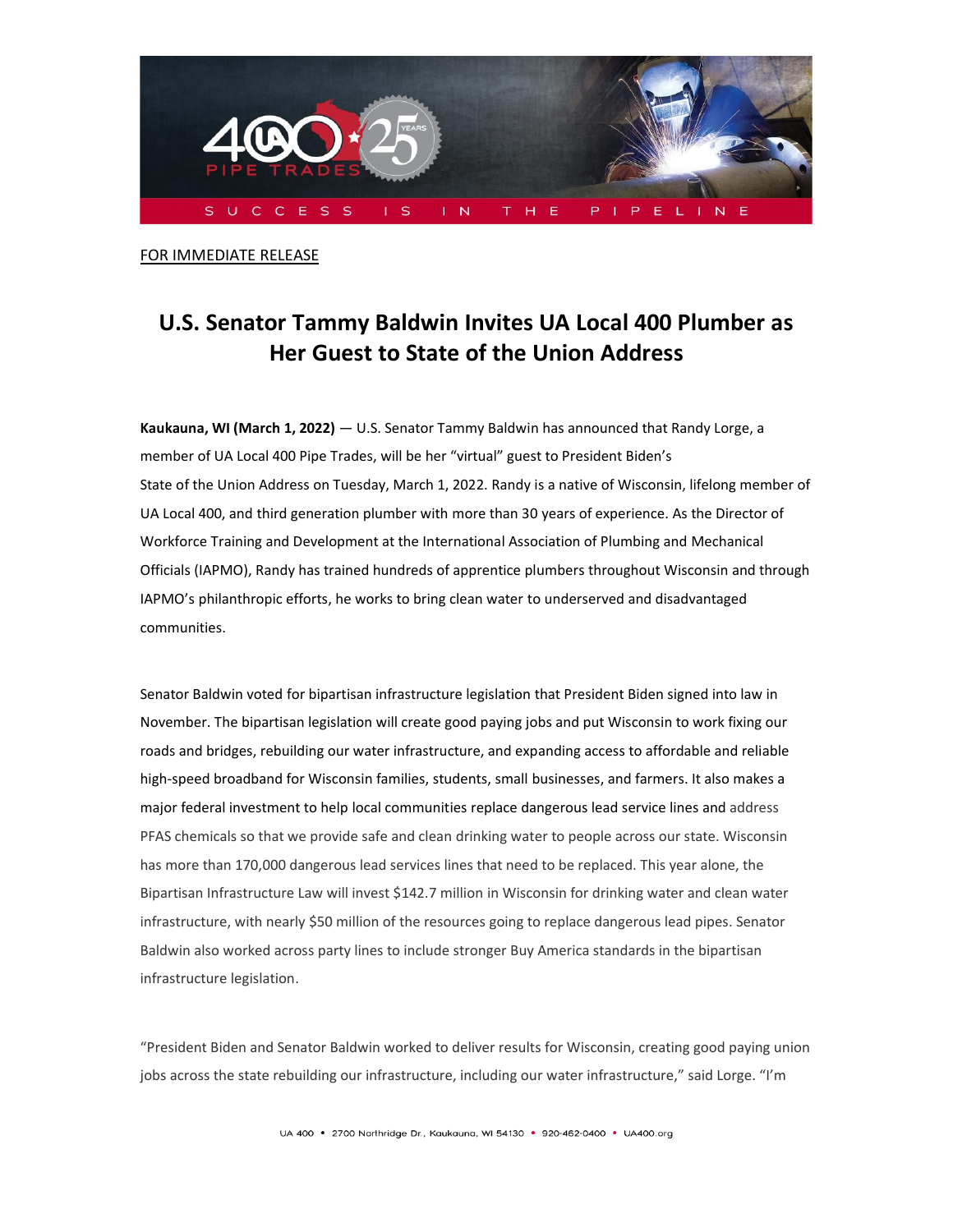FOR IMMEDIATE RELEASE

# U.S. Senator Tammy Baldwin Invites UA Local 400 Plumber as Her Guest to State of the Union Address

**Kaukauna, WI (March 1, 2022)** — U.S. Senator Tammy Baldwin has announced that Randy Lorge, a member of UA Local 400 Pipe Trades, will be her "virtual" guest to President Biden's State of the Union Address on Tuesday, March 1, 2022. Randy is a native of Wisconsin, lifelong member of UA Local 400, and third generation plumber with more than 30 years of experience. As the Director of Workforce Training and Development at the International Association of Plumbing and Mechanical Officials (IAPMO), Randy has trained hundreds of apprentice plumbers throughout Wisconsin and through IAPMO's philanthropic efforts, he works to bring clean water to underserved and disadvantaged communities.

Senator Baldwin voted for bipartisan infrastructure legislation that President Biden signed into law in November. The bipartisan legislation will create good paying jobs and put Wisconsin to work fixing our roads and bridges, rebuilding our water infrastructure, and expanding access to affordable and reliable high-speed broadband for Wisconsin families, students, small businesses, and farmers. It also makes a major federal investment to help local communities replace dangerous lead service lines and address PFAS chemicals so that we provide safe and clean drinking water to people across our state. Wisconsin has more than 170,000 dangerous lead services lines that need to be replaced. This year alone, the Bipartisan Infrastructure Law will invest $142.7 million in Wisconsin for drinking water and clean water infrastructure, with nearly $50 million of the resources going to replace dangerous lead pipes. Senator Baldwin also worked across party lines to include stronger Buy America standards in the bipartisan infrastructure legislation.

"President Biden and Senator Baldwin worked to deliver results for Wisconsin, creating good paying union jobs across the state rebuilding our infrastructure, including our water infrastructure," said Lorge. "I'm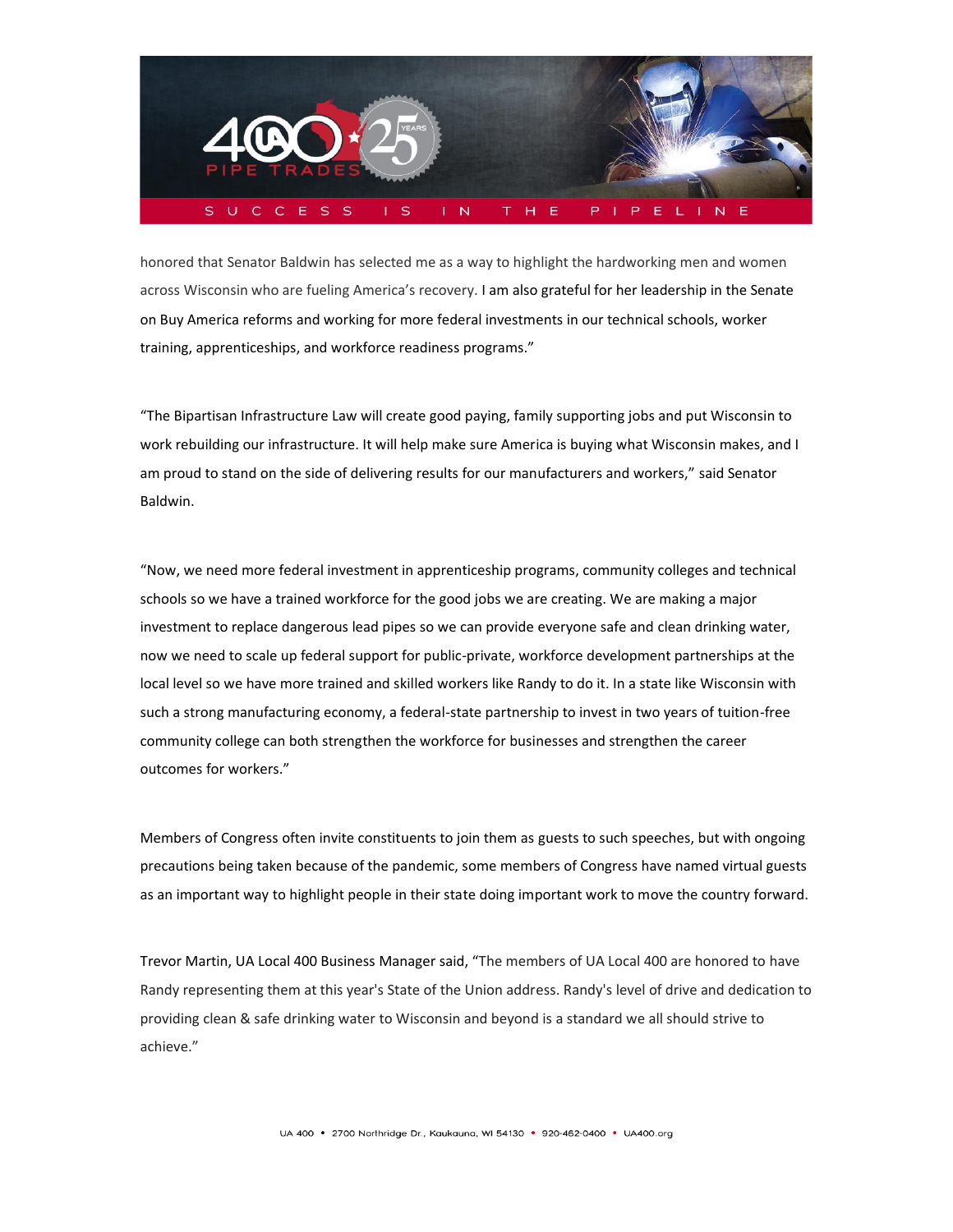honored that Senator Baldwin has selected me as a way to highlight the hardworking men and women across Wisconsin who are fueling America's recovery. I am also grateful for her leadership in the Senate on Buy America reforms and working for more federal investments in our technical schools, worker training, apprenticeships, and workforce readiness programs."

"The Bipartisan Infrastructure Law will create good paying, family supporting jobs and put Wisconsin to work rebuilding our infrastructure. It will help make sure America is buying what Wisconsin makes, and I am proud to stand on the side of delivering results for our manufacturers and workers," said Senator Baldwin.

"Now, we need more federal investment in apprenticeship programs, community colleges and technical schools so we have a trained workforce for the good jobs we are creating. We are making a major investment to replace dangerous lead pipes so we can provide everyone safe and clean drinking water, now we need to scale up federal support for public-private, workforce development partnerships at the local level so we have more trained and skilled workers like Randy to do it. In a state like Wisconsin with such a strong manufacturing economy, a federal-state partnership to invest in two years of tuition-free community college can both strengthen the workforce for businesses and strengthen the career outcomes for workers."

Members of Congress often invite constituents to join them as guests to such speeches, but with ongoing precautions being taken because of the pandemic, some members of Congress have named virtual guests as an important way to highlight people in their state doing important work to move the country forward.

Trevor Martin, UA Local 400 Business Manager said, "The members of UA Local 400 are honored to have Randy representing them at this year's State of the Union address. Randy's level of drive and dedication to providing clean & safe drinking water to Wisconsin and beyond is a standard we all should strive to achieve."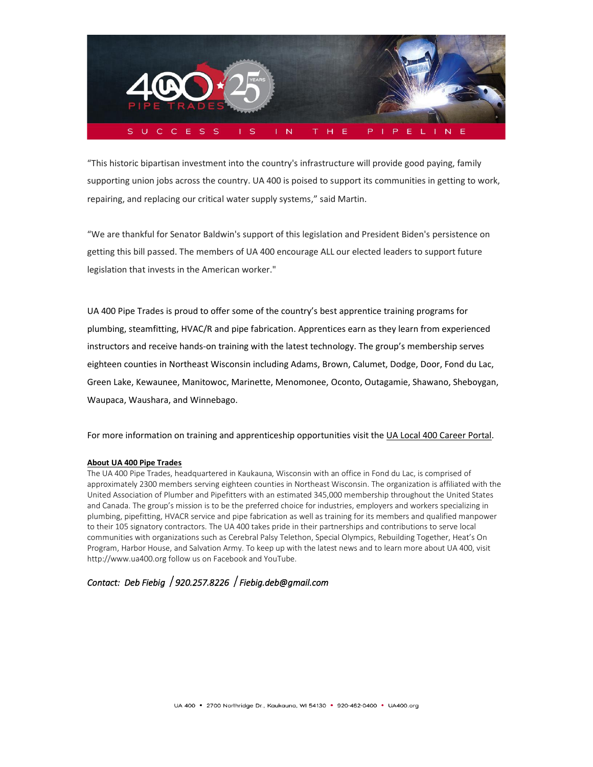"This historic bipartisan investment into the country's infrastructure will provide good paying, family supporting union jobs across the country. UA 400 is poised to support its communities in getting to work, repairing, and replacing our critical water supply systems," said Martin.

"We are thankful for Senator Baldwin's support of this legislation and President Biden's persistence on getting this bill passed. The members of UA 400 encourage ALL our elected leaders to support future legislation that invests in the American worker."

UA 400 Pipe Trades is proud to offer some of the country's best apprentice training programs for plumbing, steamfitting, HVAC/R and pipe fabrication. Apprentices earn as they learn from experienced instructors and receive hands-on training with the latest technology. The group's membership serves eighteen counties in Northeast Wisconsin including Adams, Brown, Calumet, Dodge, Door, Fond du Lac, Green Lake, Kewaunee, Manitowoc, Marinette, Menomonee, Oconto, Outagamie, Shawano, Sheboygan, Waupaca, Waushara, and Winnebago.

For more information on training and apprenticeship opportunities visit the UA Local 400 Career Portal.

**About UA 400 Pipe Trades**

The UA 400 Pipe Trades, headquartered in Kaukauna, Wisconsin with an office in Fond du Lac, is comprised of approximately 2300 members serving eighteen counties in Northeast Wisconsin. The organization is affiliated with the United Association of Plumber and Pipefitters with an estimated 345,000 membership throughout the United States and Canada. The group's mission is to be the preferred choice for industries, employers and workers specializing in plumbing, pipefitting, HVACR service and pipe fabrication as well as training for its members and qualified manpower to their 105 signatory contractors. The UA 400 takes pride in their partnerships and contributions to serve local communities with organizations such as Cerebral Palsy Telethon, Special Olympics, Rebuilding Together, Heat's On Program, Harbor House, and Salvation Army. To keep up with the latest news and to learn more about UA 400, visit http://www.ua400.org follow us on Facebook and YouTube.

*Contact: Deb Fiebig / 920.257.8226 / Fiebig.deb@gmail.com*